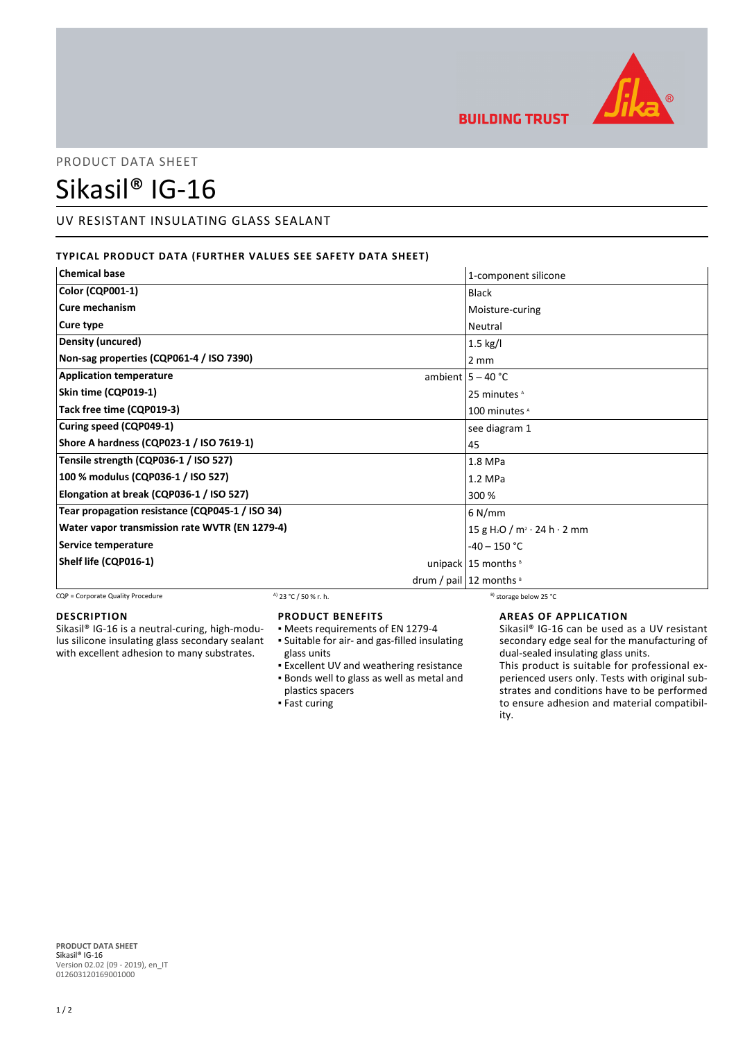BUILDING TRUST

PRODUCT DATA SHEET

# Sikasil® IG-16

## UV RESISTANT INSULATING GLASS SEALANT

### TYPICAL PRODUCT DATA (FURTHER VALUES SEE SAFETY DATA SHEET)

| Property | | Value |
|---|---|---|
| **Chemical base** | | 1-component silicone |
| **Color (CQP001-1)** | | Black |
| **Cure mechanism** | | Moisture-curing |
| **Cure type** | | Neutral |
| **Density (uncured)** | | 1.5 kg/l |
| **Non-sag properties (CQP061-4 / ISO 7390)** | | 2 mm |
| **Application temperature** | ambient | 5 – 40 °C |
| **Skin time (CQP019-1)** | | 25 minutes [A] |
| **Tack free time (CQP019-3)** | | 100 minutes [A] |
| **Curing speed (CQP049-1)** | | see diagram 1 |
| **Shore A hardness (CQP023-1 / ISO 7619-1)** | | 45 |
| **Tensile strength (CQP036-1 / ISO 527)** | | 1.8 MPa |
| **100 % modulus (CQP036-1 / ISO 527)** | | 1.2 MPa |
| **Elongation at break (CQP036-1 / ISO 527)** | | 300 % |
| **Tear propagation resistance (CQP045-1 / ISO 34)** | | 6 N/mm |
| **Water vapor transmission rate WVTR (EN 1279-4)** | | 15 g $H_2O$ / $m^2 \cdot 24\ h \cdot 2\ mm$ |
| **Service temperature** | | -40 – 150 °C |
| **Shelf life (CQP016-1)** | unipack | 15 months [B] |
| | drum / pail | 12 months [B] |

CQP = Corporate Quality Procedure  A) 23 °C / 50 % r. h.  B) storage below 25 °C

### DESCRIPTION

Sikasil® IG-16 is a neutral-curing, high-modulus silicone insulating glass secondary sealant with excellent adhesion to many substrates.

### PRODUCT BENEFITS

- Meets requirements of EN 1279-4
- Suitable for air- and gas-filled insulating glass units
- Excellent UV and weathering resistance
- Bonds well to glass as well as metal and plastics spacers
- Fast curing

### AREAS OF APPLICATION

Sikasil® IG-16 can be used as a UV resistant secondary edge seal for the manufacturing of dual-sealed insulating glass units.

This product is suitable for professional experienced users only. Tests with original substrates and conditions have to be performed to ensure adhesion and material compatibility.

**PRODUCT DATA SHEET**
Sikasil® IG-16
Version 02.02 (09 - 2019), en_IT
012603120169001000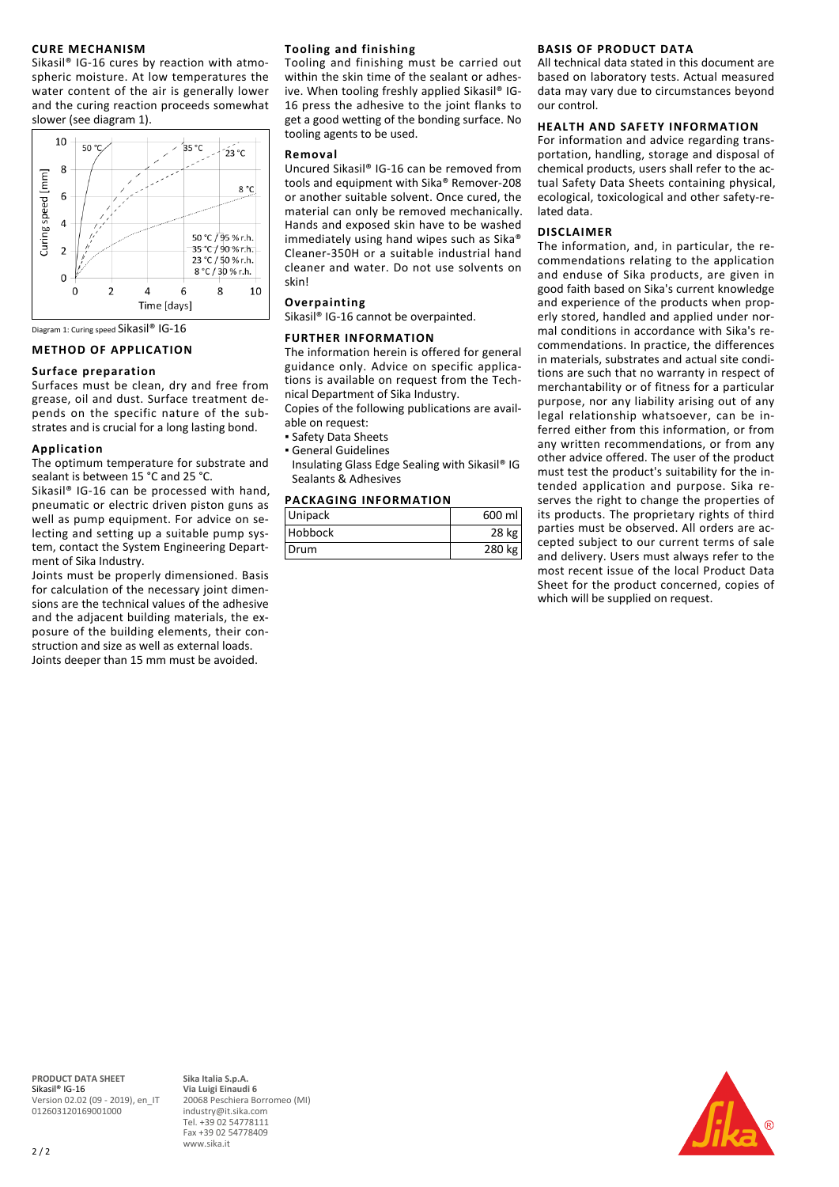## CURE MECHANISM

Sikasil® IG-16 cures by reaction with atmospheric moisture. At low temperatures the water content of the air is generally lower and the curing reaction proceeds somewhat slower (see diagram 1).

Curing speed [mm]
10
8
6
4
2
0
0 2 4 6 8 10
Time [days]
50 °C
35 °C
23 °C
8 °C
50 °C / 95 % r.h.
35 °C / 90 % r.h.
23 °C / 50 % r.h.
8 °C / 30 % r.h.

Diagram 1: Curing speed Sikasil® IG-16

## METHOD OF APPLICATION

### Surface preparation

Surfaces must be clean, dry and free from grease, oil and dust. Surface treatment depends on the specific nature of the substrates and is crucial for a long lasting bond.

### Application

The optimum temperature for substrate and sealant is between 15 °C and 25 °C.

Sikasil® IG-16 can be processed with hand, pneumatic or electric driven piston guns as well as pump equipment. For advice on selecting and setting up a suitable pump system, contact the System Engineering Department of Sika Industry.

Joints must be properly dimensioned. Basis for calculation of the necessary joint dimensions are the technical values of the adhesive and the adjacent building materials, the exposure of the building elements, their construction and size as well as external loads. Joints deeper than 15 mm must be avoided.

### Tooling and finishing

Tooling and finishing must be carried out within the skin time of the sealant or adhesive. When tooling freshly applied Sikasil® IG-16 press the adhesive to the joint flanks to get a good wetting of the bonding surface. No tooling agents to be used.

### Removal

Uncured Sikasil® IG-16 can be removed from tools and equipment with Sika® Remover-208 or another suitable solvent. Once cured, the material can only be removed mechanically. Hands and exposed skin have to be washed immediately using hand wipes such as Sika® Cleaner-350H or a suitable industrial hand cleaner and water. Do not use solvents on skin!

### Overpainting

Sikasil® IG-16 cannot be overpainted.

## FURTHER INFORMATION

The information herein is offered for general guidance only. Advice on specific applications is available on request from the Technical Department of Sika Industry.

Copies of the following publications are available on request:

- Safety Data Sheets
- General Guidelines
  Insulating Glass Edge Sealing with Sikasil® IG Sealants & Adhesives

## PACKAGING INFORMATION

| | |
|---|---|
| Unipack | 600 ml |
| Hobbock | 28 kg |
| Drum | 280 kg |

## BASIS OF PRODUCT DATA

All technical data stated in this document are based on laboratory tests. Actual measured data may vary due to circumstances beyond our control.

## HEALTH AND SAFETY INFORMATION

For information and advice regarding transportation, handling, storage and disposal of chemical products, users shall refer to the actual Safety Data Sheets containing physical, ecological, toxicological and other safety-related data.

## DISCLAIMER

The information, and, in particular, the recommendations relating to the application and enduse of Sika products, are given in good faith based on Sika's current knowledge and experience of the products when properly stored, handled and applied under normal conditions in accordance with Sika's recommendations. In practice, the differences in materials, substrates and actual site conditions are such that no warranty in respect of merchantability or of fitness for a particular purpose, nor any liability arising out of any legal relationship whatsoever, can be inferred either from this information, or from any written recommendations, or from any other advice offered. The user of the product must test the product's suitability for the intended application and purpose. Sika reserves the right to change the properties of its products. The proprietary rights of third parties must be observed. All orders are accepted subject to our current terms of sale and delivery. Users must always refer to the most recent issue of the local Product Data Sheet for the product concerned, copies of which will be supplied on request.

**PRODUCT DATA SHEET**
Sikasil® IG-16
Version 02.02 (09 - 2019), en_IT
012603120169001000

**Sika Italia S.p.A.**
**Via Luigi Einaudi 6**
20068 Peschiera Borromeo (MI)
industry@it.sika.com
Tel. +39 02 54778111
Fax +39 02 54778409
www.sika.it